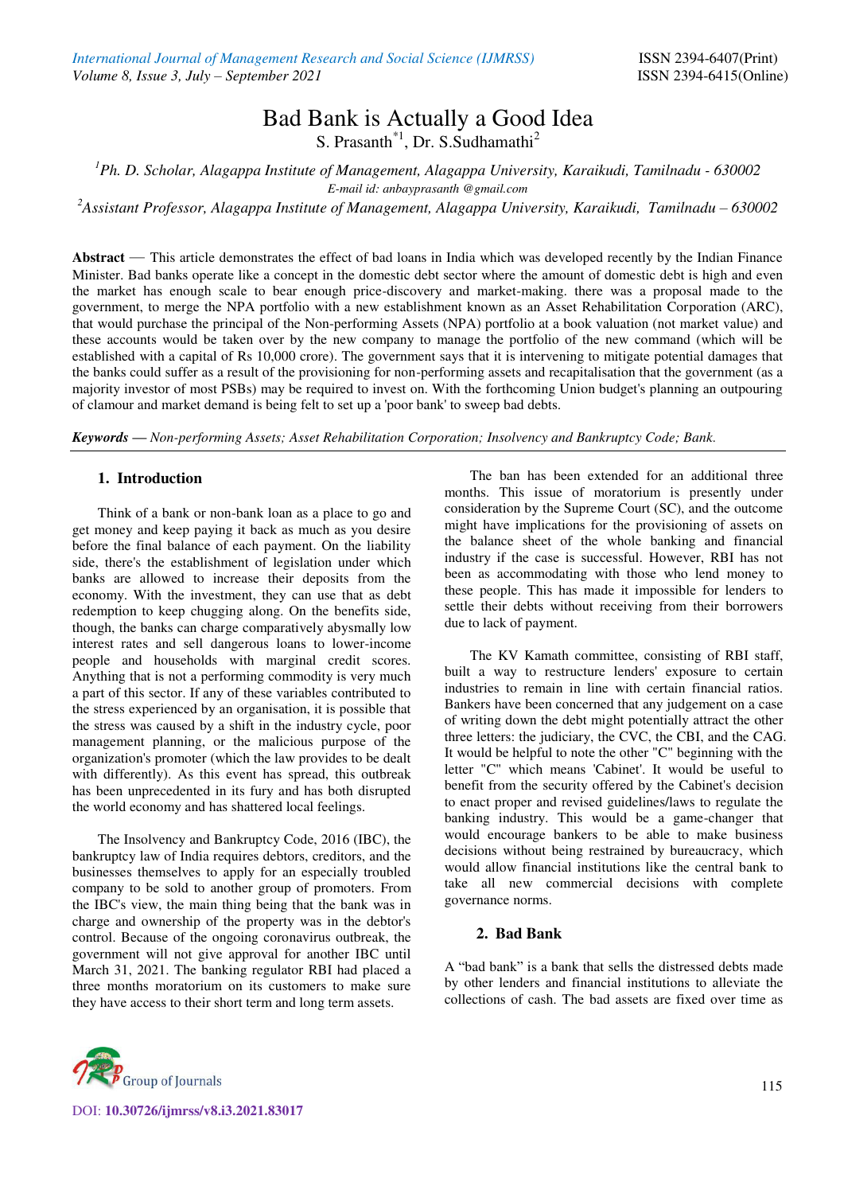# Bad Bank is Actually a Good Idea

S. Prasanth[*1], Dr. S.Sudhamathi[2]

[1]*Ph. D. Scholar, Alagappa Institute of Management, Alagappa University, Karaikudi, Tamilnadu - 630002*
*E-mail id: anbayprasanth @gmail.com*

[2]*Assistant Professor, Alagappa Institute of Management, Alagappa University, Karaikudi, Tamilnadu – 630002*

**Abstract** — This article demonstrates the effect of bad loans in India which was developed recently by the Indian Finance Minister. Bad banks operate like a concept in the domestic debt sector where the amount of domestic debt is high and even the market has enough scale to bear enough price-discovery and market-making. there was a proposal made to the government, to merge the NPA portfolio with a new establishment known as an Asset Rehabilitation Corporation (ARC), that would purchase the principal of the Non-performing Assets (NPA) portfolio at a book valuation (not market value) and these accounts would be taken over by the new company to manage the portfolio of the new command (which will be established with a capital of Rs 10,000 crore). The government says that it is intervening to mitigate potential damages that the banks could suffer as a result of the provisioning for non-performing assets and recapitalisation that the government (as a majority investor of most PSBs) may be required to invest on. With the forthcoming Union budget's planning an outpouring of clamour and market demand is being felt to set up a 'poor bank' to sweep bad debts.

***Keywords*** *— Non-performing Assets; Asset Rehabilitation Corporation; Insolvency and Bankruptcy Code; Bank.*

## 1. Introduction

Think of a bank or non-bank loan as a place to go and get money and keep paying it back as much as you desire before the final balance of each payment. On the liability side, there's the establishment of legislation under which banks are allowed to increase their deposits from the economy. With the investment, they can use that as debt redemption to keep chugging along. On the benefits side, though, the banks can charge comparatively abysmally low interest rates and sell dangerous loans to lower-income people and households with marginal credit scores. Anything that is not a performing commodity is very much a part of this sector. If any of these variables contributed to the stress experienced by an organisation, it is possible that the stress was caused by a shift in the industry cycle, poor management planning, or the malicious purpose of the organization's promoter (which the law provides to be dealt with differently). As this event has spread, this outbreak has been unprecedented in its fury and has both disrupted the world economy and has shattered local feelings.

The Insolvency and Bankruptcy Code, 2016 (IBC), the bankruptcy law of India requires debtors, creditors, and the businesses themselves to apply for an especially troubled company to be sold to another group of promoters. From the IBC's view, the main thing being that the bank was in charge and ownership of the property was in the debtor's control. Because of the ongoing coronavirus outbreak, the government will not give approval for another IBC until March 31, 2021. The banking regulator RBI had placed a three months moratorium on its customers to make sure they have access to their short term and long term assets.

The ban has been extended for an additional three months. This issue of moratorium is presently under consideration by the Supreme Court (SC), and the outcome might have implications for the provisioning of assets on the balance sheet of the whole banking and financial industry if the case is successful. However, RBI has not been as accommodating with those who lend money to these people. This has made it impossible for lenders to settle their debts without receiving from their borrowers due to lack of payment.

The KV Kamath committee, consisting of RBI staff, built a way to restructure lenders' exposure to certain industries to remain in line with certain financial ratios. Bankers have been concerned that any judgement on a case of writing down the debt might potentially attract the other three letters: the judiciary, the CVC, the CBI, and the CAG. It would be helpful to note the other "C" beginning with the letter "C" which means 'Cabinet'. It would be useful to benefit from the security offered by the Cabinet's decision to enact proper and revised guidelines/laws to regulate the banking industry. This would be a game-changer that would encourage bankers to be able to make business decisions without being restrained by bureaucracy, which would allow financial institutions like the central bank to take all new commercial decisions with complete governance norms.

## 2. Bad Bank

A "bad bank" is a bank that sells the distressed debts made by other lenders and financial institutions to alleviate the collections of cash. The bad assets are fixed over time as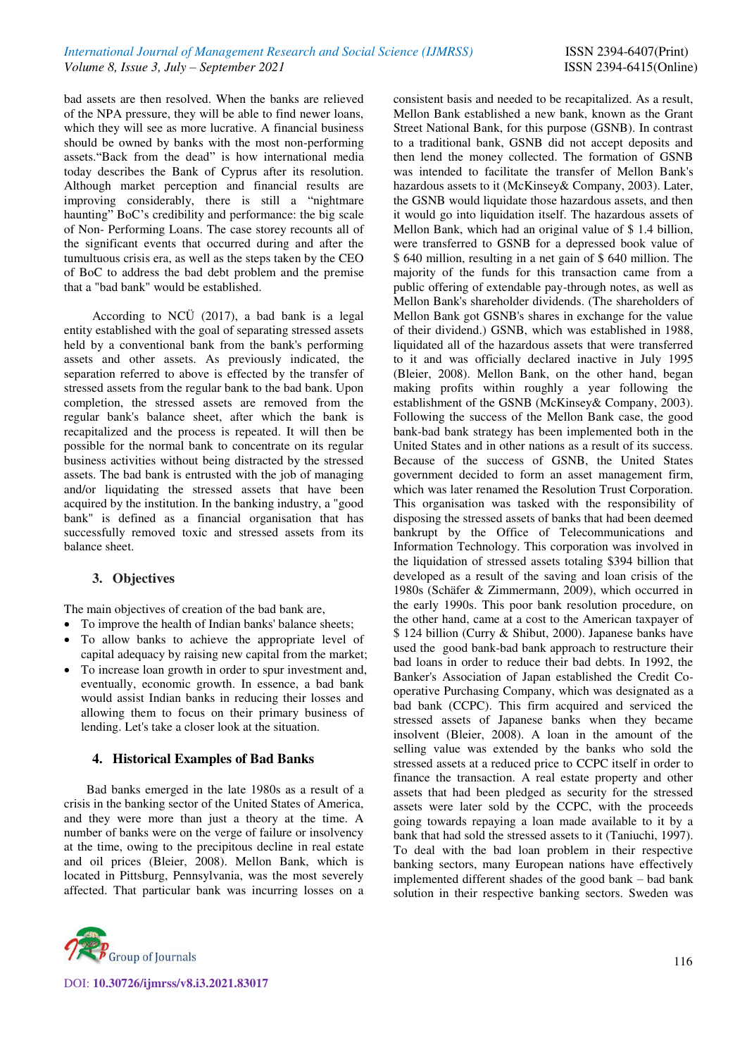bad assets are then resolved. When the banks are relieved of the NPA pressure, they will be able to find newer loans, which they will see as more lucrative. A financial business should be owned by banks with the most non-performing assets."Back from the dead" is how international media today describes the Bank of Cyprus after its resolution. Although market perception and financial results are improving considerably, there is still a "nightmare haunting" BoC's credibility and performance: the big scale of Non- Performing Loans. The case storey recounts all of the significant events that occurred during and after the tumultuous crisis era, as well as the steps taken by the CEO of BoC to address the bad debt problem and the premise that a "bad bank" would be established.

According to NCÜ (2017), a bad bank is a legal entity established with the goal of separating stressed assets held by a conventional bank from the bank's performing assets and other assets. As previously indicated, the separation referred to above is effected by the transfer of stressed assets from the regular bank to the bad bank. Upon completion, the stressed assets are removed from the regular bank's balance sheet, after which the bank is recapitalized and the process is repeated. It will then be possible for the normal bank to concentrate on its regular business activities without being distracted by the stressed assets. The bad bank is entrusted with the job of managing and/or liquidating the stressed assets that have been acquired by the institution. In the banking industry, a "good bank" is defined as a financial organisation that has successfully removed toxic and stressed assets from its balance sheet.

## 3. Objectives

The main objectives of creation of the bad bank are,

- To improve the health of Indian banks' balance sheets;
- To allow banks to achieve the appropriate level of capital adequacy by raising new capital from the market;
- To increase loan growth in order to spur investment and, eventually, economic growth. In essence, a bad bank would assist Indian banks in reducing their losses and allowing them to focus on their primary business of lending. Let's take a closer look at the situation.

## 4. Historical Examples of Bad Banks

Bad banks emerged in the late 1980s as a result of a crisis in the banking sector of the United States of America, and they were more than just a theory at the time. A number of banks were on the verge of failure or insolvency at the time, owing to the precipitous decline in real estate and oil prices (Bleier, 2008). Mellon Bank, which is located in Pittsburg, Pennsylvania, was the most severely affected. That particular bank was incurring losses on a consistent basis and needed to be recapitalized. As a result, Mellon Bank established a new bank, known as the Grant Street National Bank, for this purpose (GSNB). In contrast to a traditional bank, GSNB did not accept deposits and then lend the money collected. The formation of GSNB was intended to facilitate the transfer of Mellon Bank's hazardous assets to it (McKinsey& Company, 2003). Later, the GSNB would liquidate those hazardous assets, and then it would go into liquidation itself. The hazardous assets of Mellon Bank, which had an original value of $ 1.4 billion, were transferred to GSNB for a depressed book value of $ 640 million, resulting in a net gain of $ 640 million. The majority of the funds for this transaction came from a public offering of extendable pay-through notes, as well as Mellon Bank's shareholder dividends. (The shareholders of Mellon Bank got GSNB's shares in exchange for the value of their dividend.) GSNB, which was established in 1988, liquidated all of the hazardous assets that were transferred to it and was officially declared inactive in July 1995 (Bleier, 2008). Mellon Bank, on the other hand, began making profits within roughly a year following the establishment of the GSNB (McKinsey& Company, 2003). Following the success of the Mellon Bank case, the good bank-bad bank strategy has been implemented both in the United States and in other nations as a result of its success. Because of the success of GSNB, the United States government decided to form an asset management firm, which was later renamed the Resolution Trust Corporation. This organisation was tasked with the responsibility of disposing the stressed assets of banks that had been deemed bankrupt by the Office of Telecommunications and Information Technology. This corporation was involved in the liquidation of stressed assets totaling $394 billion that developed as a result of the saving and loan crisis of the 1980s (Schäfer & Zimmermann, 2009), which occurred in the early 1990s. This poor bank resolution procedure, on the other hand, came at a cost to the American taxpayer of $ 124 billion (Curry & Shibut, 2000). Japanese banks have used the good bank-bad bank approach to restructure their bad loans in order to reduce their bad debts. In 1992, the Banker's Association of Japan established the Credit Co-operative Purchasing Company, which was designated as a bad bank (CCPC). This firm acquired and serviced the stressed assets of Japanese banks when they became insolvent (Bleier, 2008). A loan in the amount of the selling value was extended by the banks who sold the stressed assets at a reduced price to CCPC itself in order to finance the transaction. A real estate property and other assets that had been pledged as security for the stressed assets were later sold by the CCPC, with the proceeds going towards repaying a loan made available to it by a bank that had sold the stressed assets to it (Taniuchi, 1997). To deal with the bad loan problem in their respective banking sectors, many European nations have effectively implemented different shades of the good bank – bad bank solution in their respective banking sectors. Sweden was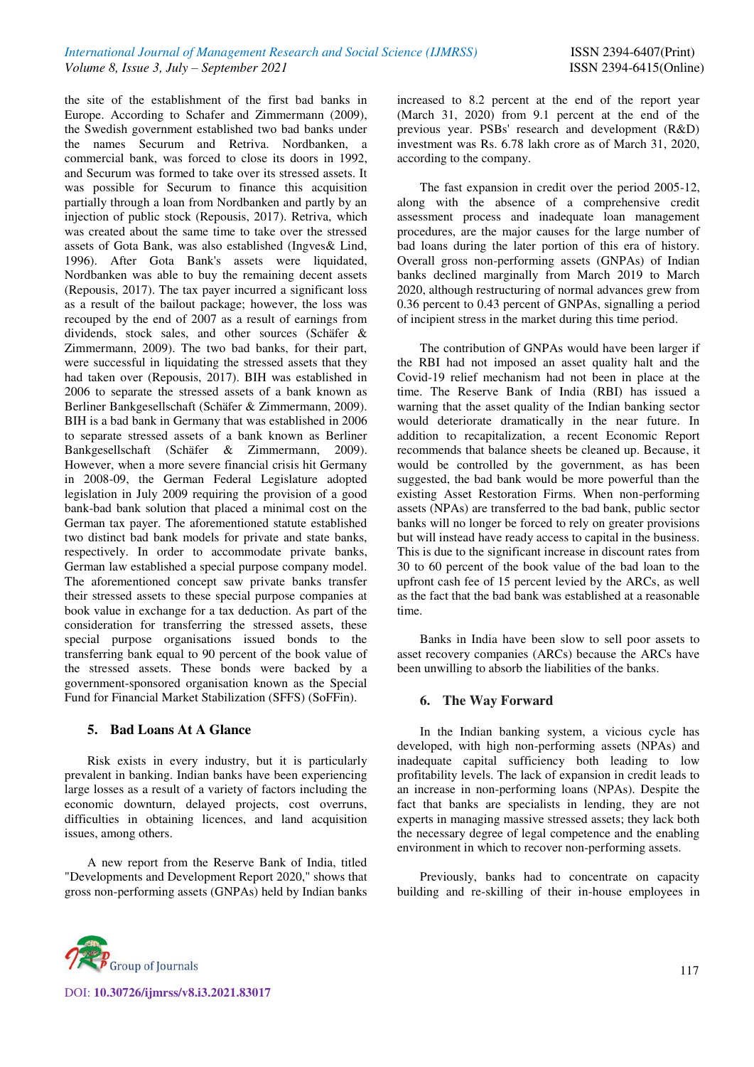the site of the establishment of the first bad banks in Europe. According to Schafer and Zimmermann (2009), the Swedish government established two bad banks under the names Securum and Retriva. Nordbanken, a commercial bank, was forced to close its doors in 1992, and Securum was formed to take over its stressed assets. It was possible for Securum to finance this acquisition partially through a loan from Nordbanken and partly by an injection of public stock (Repousis, 2017). Retriva, which was created about the same time to take over the stressed assets of Gota Bank, was also established (Ingves& Lind, 1996). After Gota Bank's assets were liquidated, Nordbanken was able to buy the remaining decent assets (Repousis, 2017). The tax payer incurred a significant loss as a result of the bailout package; however, the loss was recouped by the end of 2007 as a result of earnings from dividends, stock sales, and other sources (Schäfer & Zimmermann, 2009). The two bad banks, for their part, were successful in liquidating the stressed assets that they had taken over (Repousis, 2017). BIH was established in 2006 to separate the stressed assets of a bank known as Berliner Bankgesellschaft (Schäfer & Zimmermann, 2009). BIH is a bad bank in Germany that was established in 2006 to separate stressed assets of a bank known as Berliner Bankgesellschaft (Schäfer & Zimmermann, 2009). However, when a more severe financial crisis hit Germany in 2008-09, the German Federal Legislature adopted legislation in July 2009 requiring the provision of a good bank-bad bank solution that placed a minimal cost on the German tax payer. The aforementioned statute established two distinct bad bank models for private and state banks, respectively. In order to accommodate private banks, German law established a special purpose company model. The aforementioned concept saw private banks transfer their stressed assets to these special purpose companies at book value in exchange for a tax deduction. As part of the consideration for transferring the stressed assets, these special purpose organisations issued bonds to the transferring bank equal to 90 percent of the book value of the stressed assets. These bonds were backed by a government-sponsored organisation known as the Special Fund for Financial Market Stabilization (SFFS) (SoFFin).

## 5. Bad Loans At A Glance

Risk exists in every industry, but it is particularly prevalent in banking. Indian banks have been experiencing large losses as a result of a variety of factors including the economic downturn, delayed projects, cost overruns, difficulties in obtaining licences, and land acquisition issues, among others.

A new report from the Reserve Bank of India, titled "Developments and Development Report 2020," shows that gross non-performing assets (GNPAs) held by Indian banks increased to 8.2 percent at the end of the report year (March 31, 2020) from 9.1 percent at the end of the previous year. PSBs' research and development (R&D) investment was Rs. 6.78 lakh crore as of March 31, 2020, according to the company.

The fast expansion in credit over the period 2005-12, along with the absence of a comprehensive credit assessment process and inadequate loan management procedures, are the major causes for the large number of bad loans during the later portion of this era of history. Overall gross non-performing assets (GNPAs) of Indian banks declined marginally from March 2019 to March 2020, although restructuring of normal advances grew from 0.36 percent to 0.43 percent of GNPAs, signalling a period of incipient stress in the market during this time period.

The contribution of GNPAs would have been larger if the RBI had not imposed an asset quality halt and the Covid-19 relief mechanism had not been in place at the time. The Reserve Bank of India (RBI) has issued a warning that the asset quality of the Indian banking sector would deteriorate dramatically in the near future. In addition to recapitalization, a recent Economic Report recommends that balance sheets be cleaned up. Because, it would be controlled by the government, as has been suggested, the bad bank would be more powerful than the existing Asset Restoration Firms. When non-performing assets (NPAs) are transferred to the bad bank, public sector banks will no longer be forced to rely on greater provisions but will instead have ready access to capital in the business. This is due to the significant increase in discount rates from 30 to 60 percent of the book value of the bad loan to the upfront cash fee of 15 percent levied by the ARCs, as well as the fact that the bad bank was established at a reasonable time.

Banks in India have been slow to sell poor assets to asset recovery companies (ARCs) because the ARCs have been unwilling to absorb the liabilities of the banks.

## 6. The Way Forward

In the Indian banking system, a vicious cycle has developed, with high non-performing assets (NPAs) and inadequate capital sufficiency both leading to low profitability levels. The lack of expansion in credit leads to an increase in non-performing loans (NPAs). Despite the fact that banks are specialists in lending, they are not experts in managing massive stressed assets; they lack both the necessary degree of legal competence and the enabling environment in which to recover non-performing assets.

Previously, banks had to concentrate on capacity building and re-skilling of their in-house employees in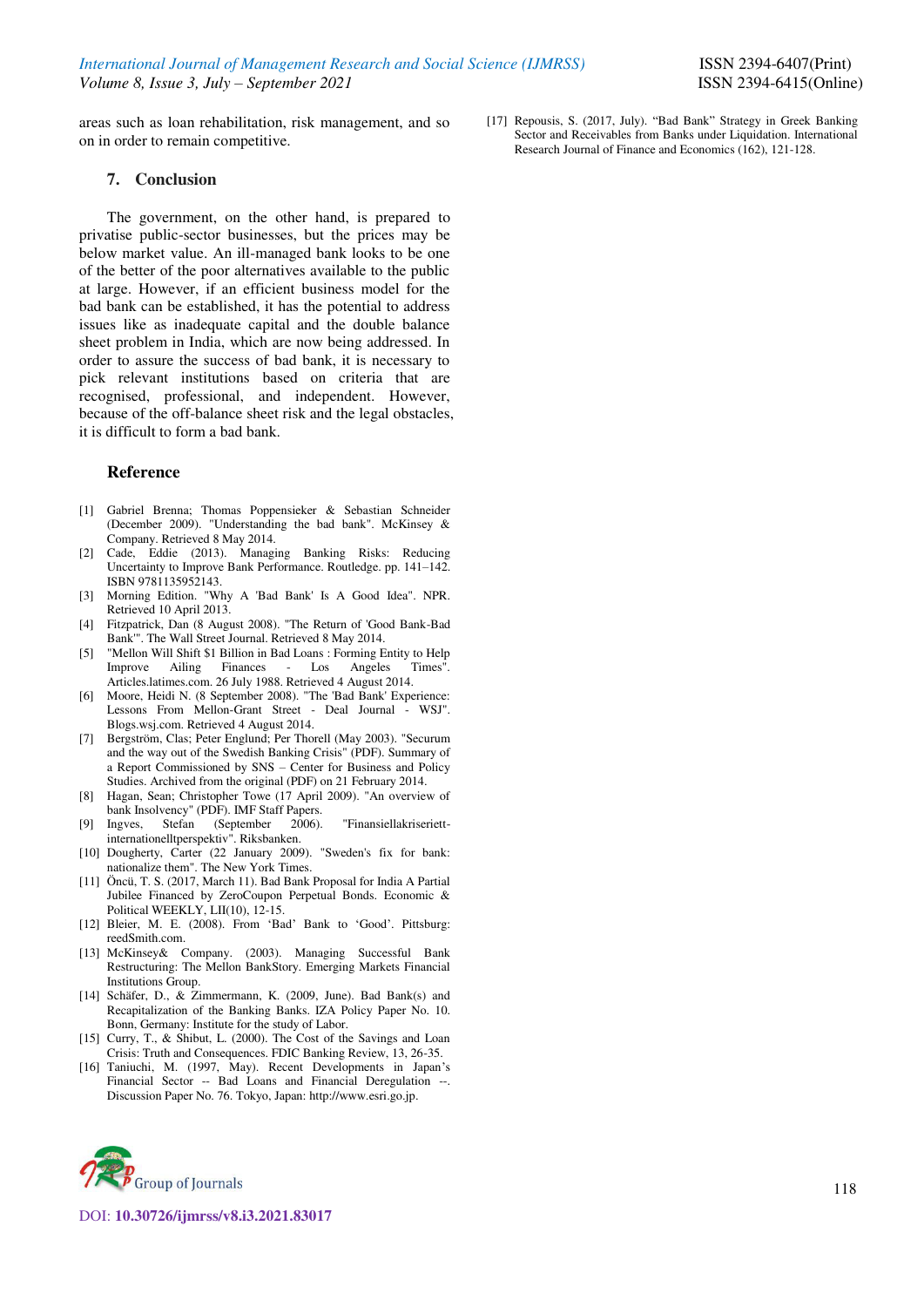areas such as loan rehabilitation, risk management, and so on in order to remain competitive.

## 7. Conclusion

The government, on the other hand, is prepared to privatise public-sector businesses, but the prices may be below market value. An ill-managed bank looks to be one of the better of the poor alternatives available to the public at large. However, if an efficient business model for the bad bank can be established, it has the potential to address issues like as inadequate capital and the double balance sheet problem in India, which are now being addressed. In order to assure the success of bad bank, it is necessary to pick relevant institutions based on criteria that are recognised, professional, and independent. However, because of the off-balance sheet risk and the legal obstacles, it is difficult to form a bad bank.

## Reference

[1] Gabriel Brenna; Thomas Poppensieker & Sebastian Schneider (December 2009). "Understanding the bad bank". McKinsey & Company. Retrieved 8 May 2014.

[2] Cade, Eddie (2013). Managing Banking Risks: Reducing Uncertainty to Improve Bank Performance. Routledge. pp. 141–142. ISBN 9781135952143.

[3] Morning Edition. "Why A 'Bad Bank' Is A Good Idea". NPR. Retrieved 10 April 2013.

[4] Fitzpatrick, Dan (8 August 2008). "The Return of 'Good Bank-Bad Bank'". The Wall Street Journal. Retrieved 8 May 2014.

[5] "Mellon Will Shift $1 Billion in Bad Loans : Forming Entity to Help Improve Ailing Finances - Los Angeles Times". Articles.latimes.com. 26 July 1988. Retrieved 4 August 2014.

[6] Moore, Heidi N. (8 September 2008). "The 'Bad Bank' Experience: Lessons From Mellon-Grant Street - Deal Journal - WSJ". Blogs.wsj.com. Retrieved 4 August 2014.

[7] Bergström, Clas; Peter Englund; Per Thorell (May 2003). "Securum and the way out of the Swedish Banking Crisis" (PDF). Summary of a Report Commissioned by SNS – Center for Business and Policy Studies. Archived from the original (PDF) on 21 February 2014.

[8] Hagan, Sean; Christopher Towe (17 April 2009). "An overview of bank Insolvency" (PDF). IMF Staff Papers.

[9] Ingves, Stefan (September 2006). "Finansiellakriseriett-internationelltperspektiv". Riksbanken.

[10] Dougherty, Carter (22 January 2009). "Sweden's fix for bank: nationalize them". The New York Times.

[11] Öncü, T. S. (2017, March 11). Bad Bank Proposal for India A Partial Jubilee Financed by ZeroCoupon Perpetual Bonds. Economic & Political WEEKLY, LII(10), 12-15.

[12] Bleier, M. E. (2008). From 'Bad' Bank to 'Good'. Pittsburg: reedSmith.com.

[13] McKinsey& Company. (2003). Managing Successful Bank Restructuring: The Mellon BankStory. Emerging Markets Financial Institutions Group.

[14] Schäfer, D., & Zimmermann, K. (2009, June). Bad Bank(s) and Recapitalization of the Banking Banks. IZA Policy Paper No. 10. Bonn, Germany: Institute for the study of Labor.

[15] Curry, T., & Shibut, L. (2000). The Cost of the Savings and Loan Crisis: Truth and Consequences. FDIC Banking Review, 13, 26-35.

[16] Taniuchi, M. (1997, May). Recent Developments in Japan's Financial Sector -- Bad Loans and Financial Deregulation --. Discussion Paper No. 76. Tokyo, Japan: http://www.esri.go.jp.

[17] Repousis, S. (2017, July). "Bad Bank" Strategy in Greek Banking Sector and Receivables from Banks under Liquidation. International Research Journal of Finance and Economics (162), 121-128.